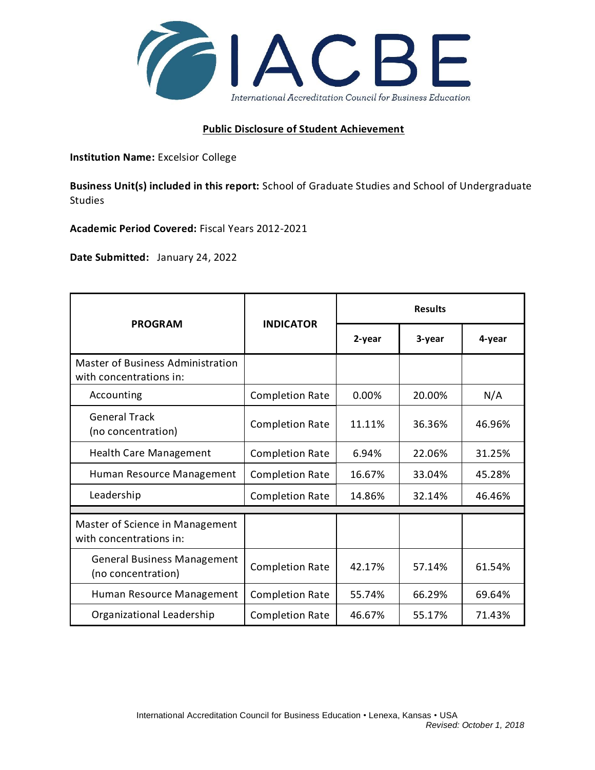# IACBE

*International Accreditation Council for Business Education*

**Public Disclosure of Student Achievement**

**Institution Name:** Excelsior College

**Business Unit(s) included in this report:** School of Graduate Studies and School of Undergraduate Studies

**Academic Period Covered:** Fiscal Years 2012-2021

**Date Submitted:** January 24, 2022

| PROGRAM | INDICATOR | Results | | |
|---|---|---|---|---|
| | | 2-year | 3-year | 4-year |
| Master of Business Administration with concentrations in: | | | | |
| Accounting | Completion Rate | 0.00% | 20.00% | N/A |
| General Track (no concentration) | Completion Rate | 11.11% | 36.36% | 46.96% |
| Health Care Management | Completion Rate | 6.94% | 22.06% | 31.25% |
| Human Resource Management | Completion Rate | 16.67% | 33.04% | 45.28% |
| Leadership | Completion Rate | 14.86% | 32.14% | 46.46% |
| Master of Science in Management with concentrations in: | | | | |
| General Business Management (no concentration) | Completion Rate | 42.17% | 57.14% | 61.54% |
| Human Resource Management | Completion Rate | 55.74% | 66.29% | 69.64% |
| Organizational Leadership | Completion Rate | 46.67% | 55.17% | 71.43% |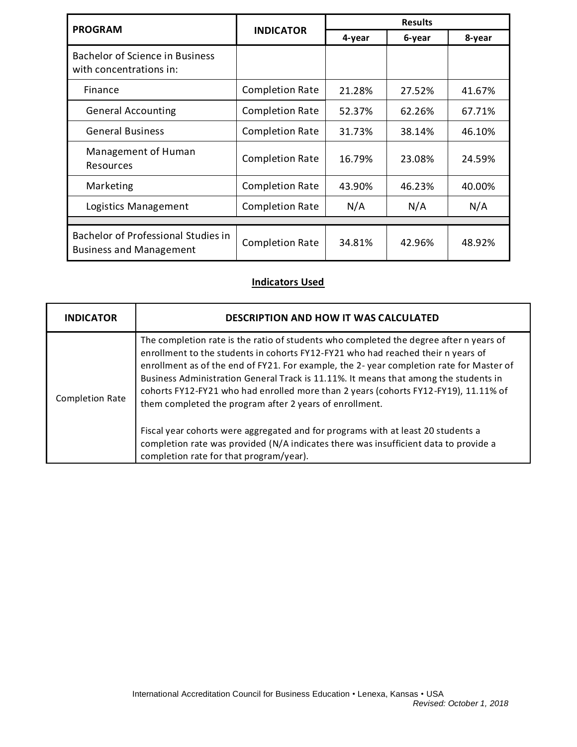| PROGRAM | INDICATOR | Results | | |
| --- | --- | --- | --- | --- |
| | | 4-year | 6-year | 8-year |
| Bachelor of Science in Business with concentrations in: | | | | |
| Finance | Completion Rate | 21.28% | 27.52% | 41.67% |
| General Accounting | Completion Rate | 52.37% | 62.26% | 67.71% |
| General Business | Completion Rate | 31.73% | 38.14% | 46.10% |
| Management of Human Resources | Completion Rate | 16.79% | 23.08% | 24.59% |
| Marketing | Completion Rate | 43.90% | 46.23% | 40.00% |
| Logistics Management | Completion Rate | N/A | N/A | N/A |
| | | | | |
| Bachelor of Professional Studies in Business and Management | Completion Rate | 34.81% | 42.96% | 48.92% |

## Indicators Used

| INDICATOR | DESCRIPTION AND HOW IT WAS CALCULATED |
| --- | --- |
| Completion Rate | The completion rate is the ratio of students who completed the degree after n years of enrollment to the students in cohorts FY12-FY21 who had reached their n years of enrollment as of the end of FY21. For example, the 2- year completion rate for Master of Business Administration General Track is 11.11%. It means that among the students in cohorts FY12-FY21 who had enrolled more than 2 years (cohorts FY12-FY19), 11.11% of them completed the program after 2 years of enrollment.<br><br>Fiscal year cohorts were aggregated and for programs with at least 20 students a completion rate was provided (N/A indicates there was insufficient data to provide a completion rate for that program/year). |